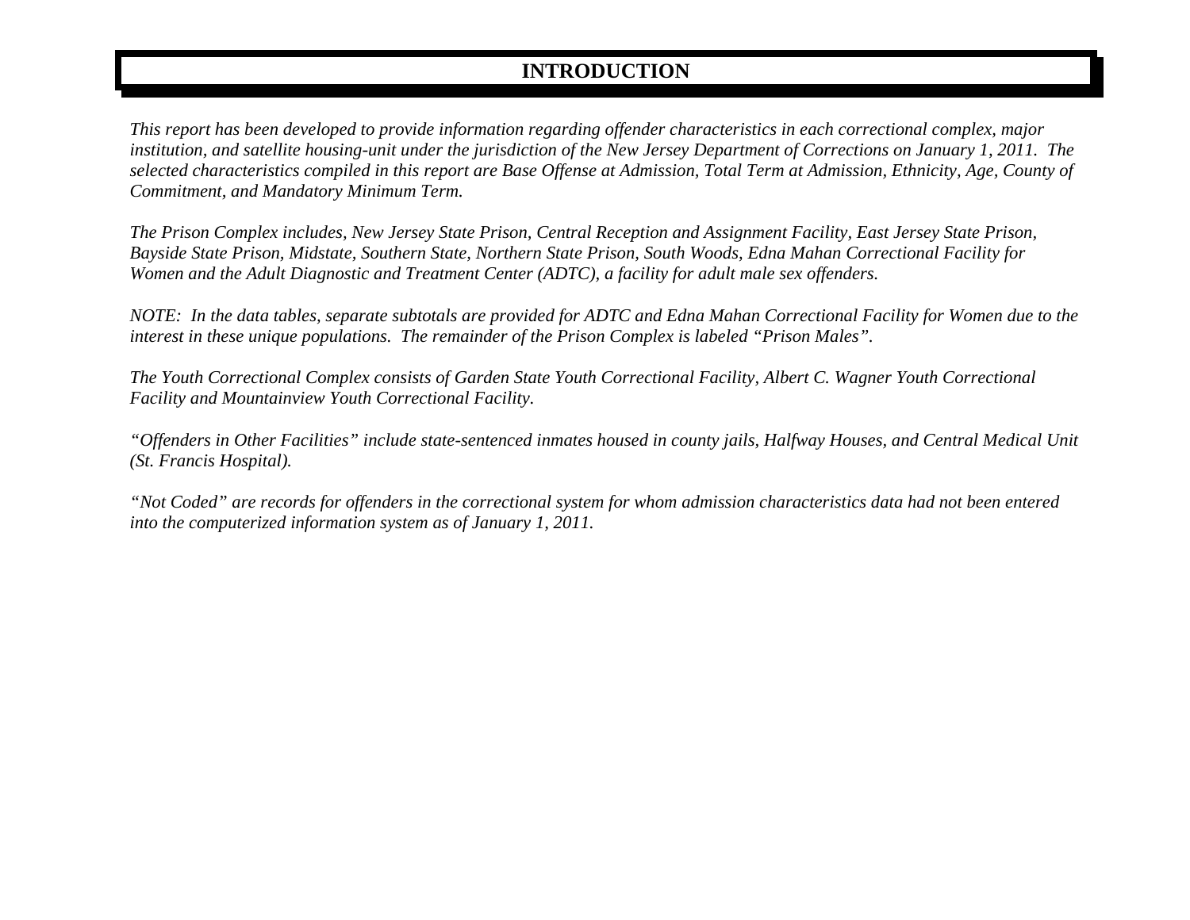# INTRODUCTION

*This report has been developed to provide information regarding offender characteristics in each correctional complex, major institution, and satellite housing-unit under the jurisdiction of the New Jersey Department of Corrections on January 1, 2011. The selected characteristics compiled in this report are Base Offense at Admission, Total Term at Admission, Ethnicity, Age, County of Commitment, and Mandatory Minimum Term.*

*The Prison Complex includes, New Jersey State Prison, Central Reception and Assignment Facility, East Jersey State Prison, Bayside State Prison, Midstate, Southern State, Northern State Prison, South Woods, Edna Mahan Correctional Facility for Women and the Adult Diagnostic and Treatment Center (ADTC), a facility for adult male sex offenders.*

*NOTE: In the data tables, separate subtotals are provided for ADTC and Edna Mahan Correctional Facility for Women due to the interest in these unique populations. The remainder of the Prison Complex is labeled "Prison Males".*

*The Youth Correctional Complex consists of Garden State Youth Correctional Facility, Albert C. Wagner Youth Correctional Facility and Mountainview Youth Correctional Facility.*

*"Offenders in Other Facilities" include state-sentenced inmates housed in county jails, Halfway Houses, and Central Medical Unit (St. Francis Hospital).*

*"Not Coded" are records for offenders in the correctional system for whom admission characteristics data had not been entered into the computerized information system as of January 1, 2011.*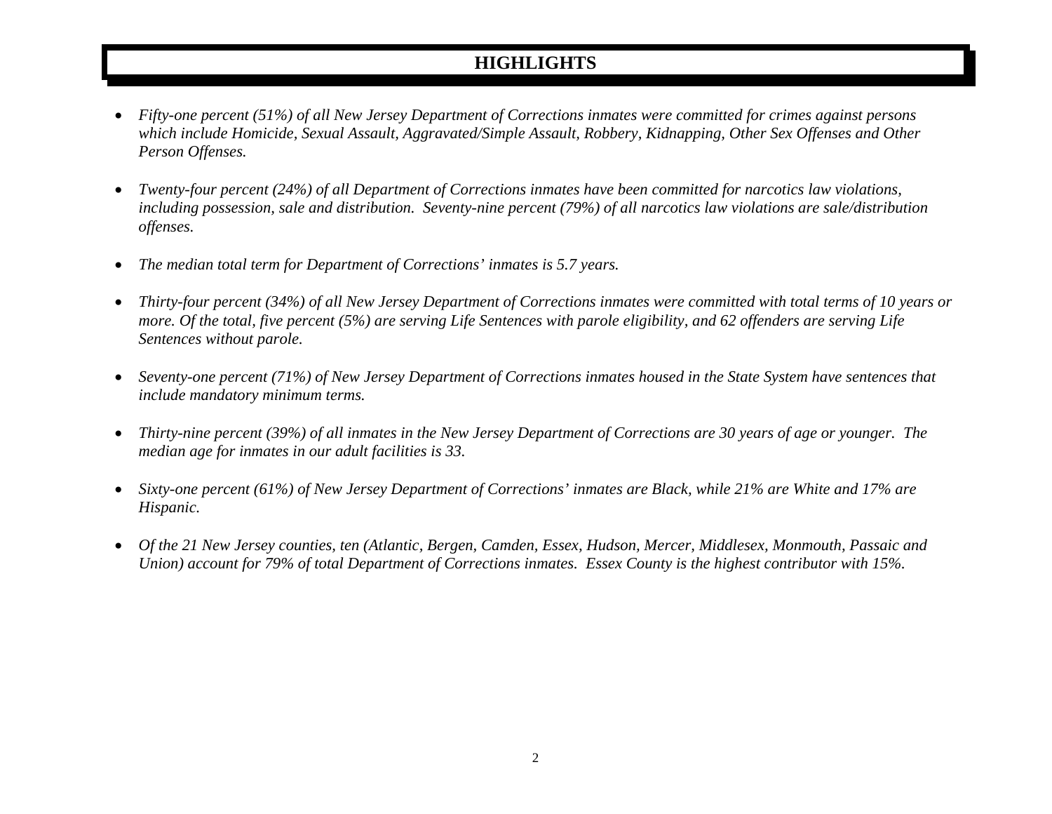# HIGHLIGHTS

- *Fifty-one percent (51%) of all New Jersey Department of Corrections inmates were committed for crimes against persons which include Homicide, Sexual Assault, Aggravated/Simple Assault, Robbery, Kidnapping, Other Sex Offenses and Other Person Offenses.*

- *Twenty-four percent (24%) of all Department of Corrections inmates have been committed for narcotics law violations, including possession, sale and distribution. Seventy-nine percent (79%) of all narcotics law violations are sale/distribution offenses.*

- *The median total term for Department of Corrections' inmates is 5.7 years.*

- *Thirty-four percent (34%) of all New Jersey Department of Corrections inmates were committed with total terms of 10 years or more. Of the total, five percent (5%) are serving Life Sentences with parole eligibility, and 62 offenders are serving Life Sentences without parole.*

- *Seventy-one percent (71%) of New Jersey Department of Corrections inmates housed in the State System have sentences that include mandatory minimum terms.*

- *Thirty-nine percent (39%) of all inmates in the New Jersey Department of Corrections are 30 years of age or younger. The median age for inmates in our adult facilities is 33.*

- *Sixty-one percent (61%) of New Jersey Department of Corrections' inmates are Black, while 21% are White and 17% are Hispanic.*

- *Of the 21 New Jersey counties, ten (Atlantic, Bergen, Camden, Essex, Hudson, Mercer, Middlesex, Monmouth, Passaic and Union) account for 79% of total Department of Corrections inmates. Essex County is the highest contributor with 15%.*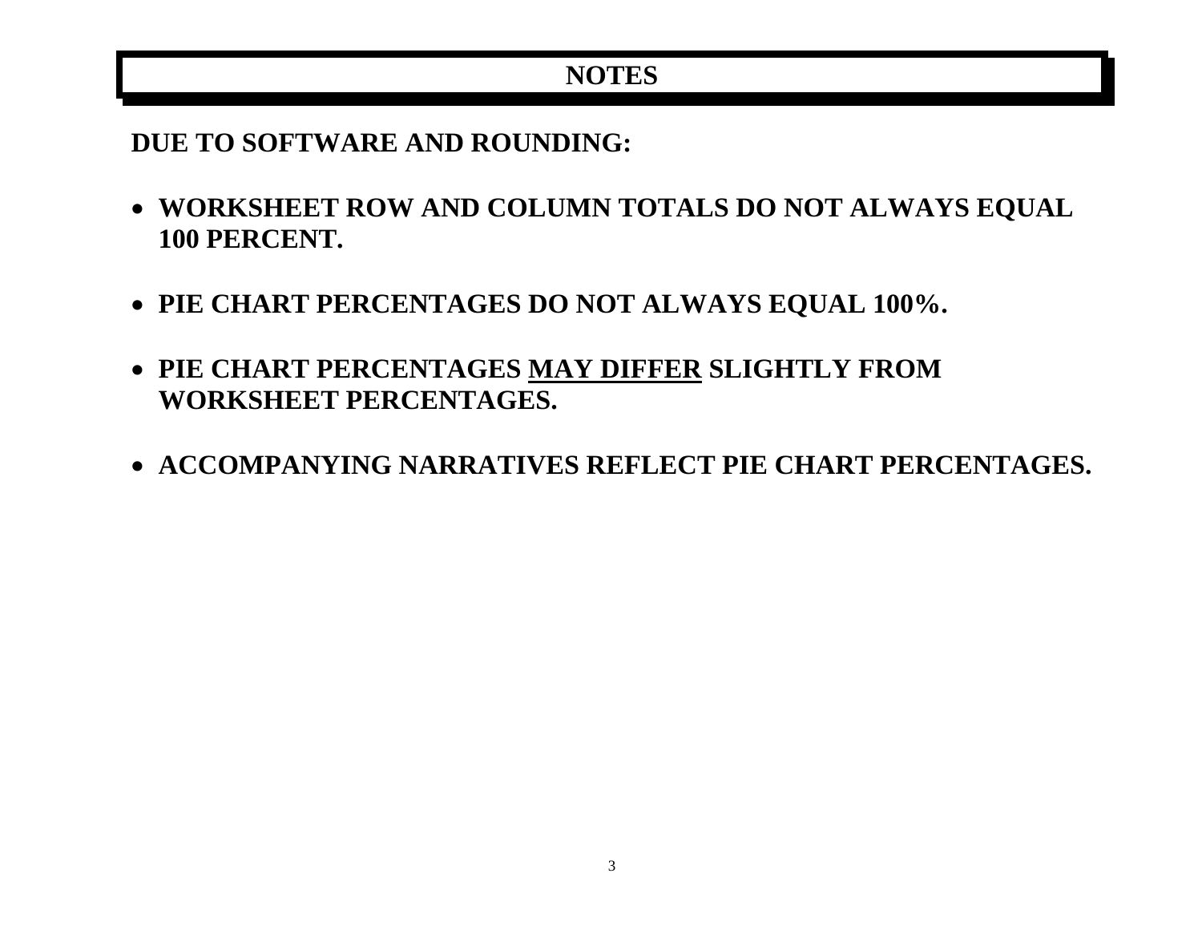# NOTES

**DUE TO SOFTWARE AND ROUNDING:**

- **WORKSHEET ROW AND COLUMN TOTALS DO NOT ALWAYS EQUAL 100 PERCENT.**
- **PIE CHART PERCENTAGES DO NOT ALWAYS EQUAL 100%.**
- **PIE CHART PERCENTAGES <u>MAY DIFFER</u> SLIGHTLY FROM WORKSHEET PERCENTAGES.**
- **ACCOMPANYING NARRATIVES REFLECT PIE CHART PERCENTAGES.**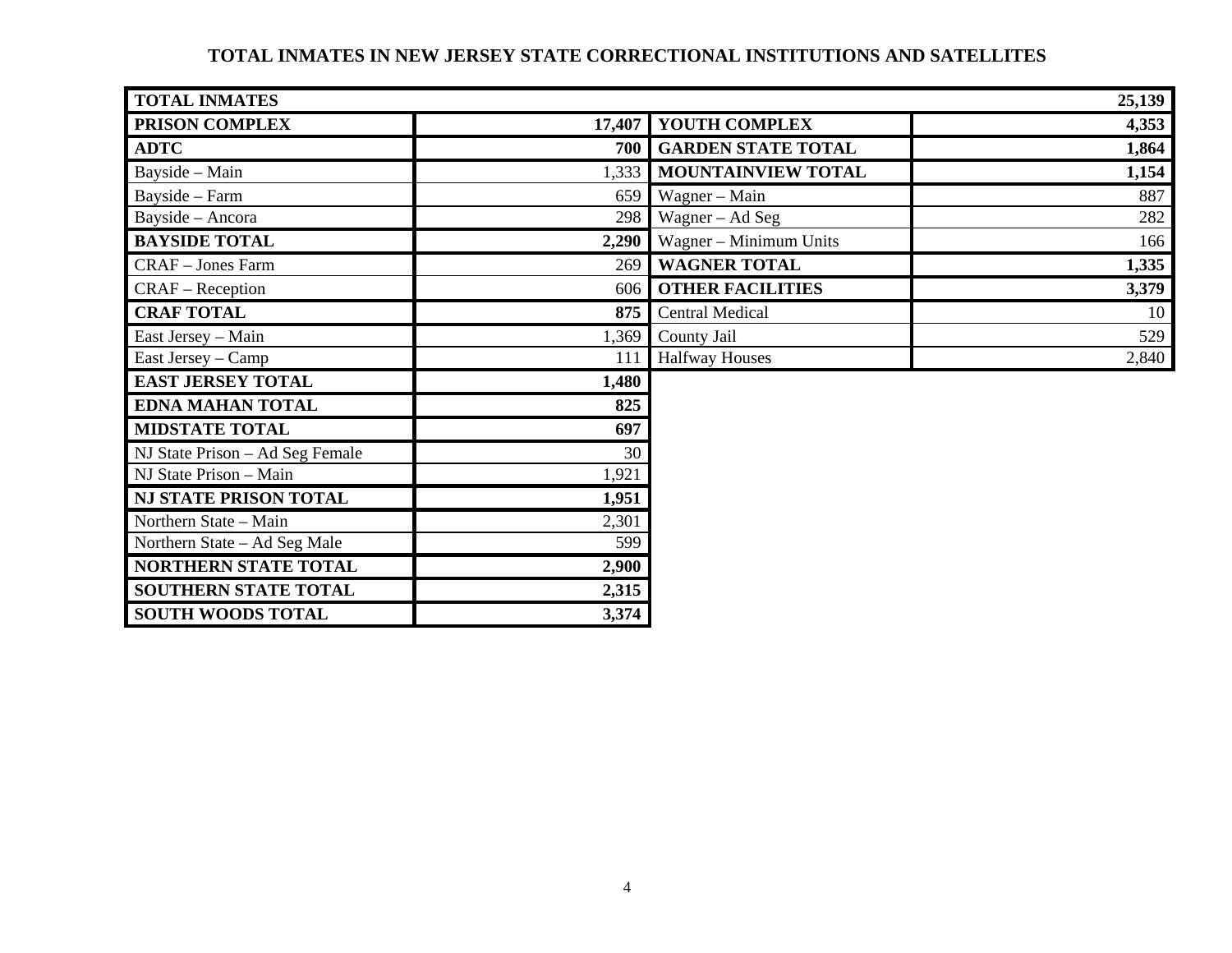# TOTAL INMATES IN NEW JERSEY STATE CORRECTIONAL INSTITUTIONS AND SATELLITES

| **TOTAL INMATES** | | | **25,139** |
|---|---|---|---|
| **PRISON COMPLEX** | **17,407** | **YOUTH COMPLEX** | **4,353** |
| **ADTC** | **700** | **GARDEN STATE TOTAL** | **1,864** |
| Bayside – Main | 1,333 | **MOUNTAINVIEW TOTAL** | **1,154** |
| Bayside – Farm | 659 | Wagner – Main | 887 |
| Bayside – Ancora | 298 | Wagner – Ad Seg | 282 |
| **BAYSIDE TOTAL** | **2,290** | Wagner – Minimum Units | 166 |
| CRAF – Jones Farm | 269 | **WAGNER TOTAL** | **1,335** |
| CRAF – Reception | 606 | **OTHER FACILITIES** | **3,379** |
| **CRAF TOTAL** | **875** | Central Medical | 10 |
| East Jersey – Main | 1,369 | County Jail | 529 |
| East Jersey – Camp | 111 | Halfway Houses | 2,840 |
| **EAST JERSEY TOTAL** | **1,480** | | |
| **EDNA MAHAN TOTAL** | **825** | | |
| **MIDSTATE TOTAL** | **697** | | |
| NJ State Prison – Ad Seg Female | 30 | | |
| NJ State Prison – Main | 1,921 | | |
| **NJ STATE PRISON TOTAL** | **1,951** | | |
| Northern State – Main | 2,301 | | |
| Northern State – Ad Seg Male | 599 | | |
| **NORTHERN STATE TOTAL** | **2,900** | | |
| **SOUTHERN STATE TOTAL** | **2,315** | | |
| **SOUTH WOODS TOTAL** | **3,374** | | |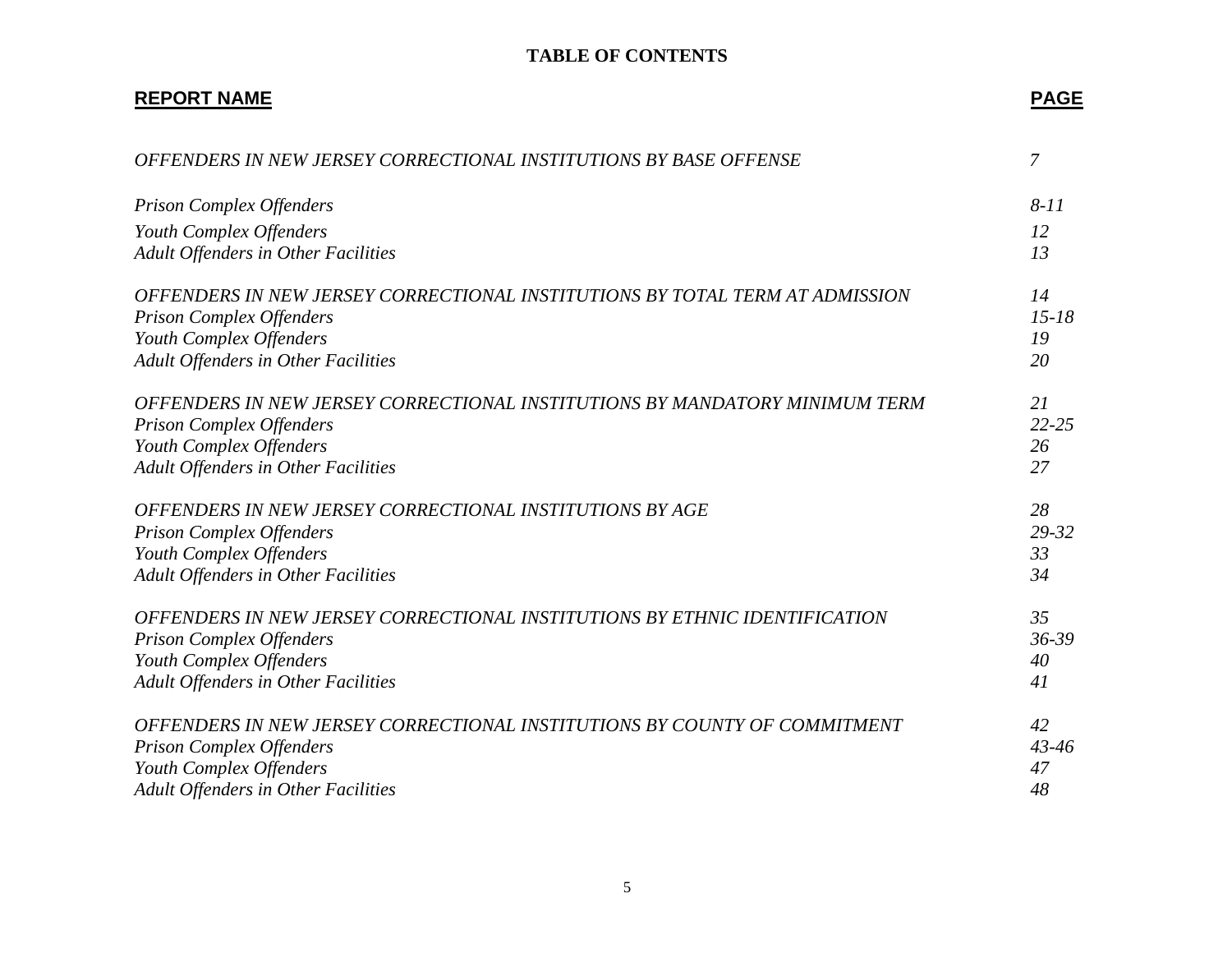**TABLE OF CONTENTS**

| REPORT NAME | PAGE |
|---|---|
| *OFFENDERS IN NEW JERSEY CORRECTIONAL INSTITUTIONS BY BASE OFFENSE* | *7* |
| *Prison Complex Offenders* | *8-11* |
| *Youth Complex Offenders* | *12* |
| *Adult Offenders in Other Facilities* | *13* |
| *OFFENDERS IN NEW JERSEY CORRECTIONAL INSTITUTIONS BY TOTAL TERM AT ADMISSION* | *14* |
| *Prison Complex Offenders* | *15-18* |
| *Youth Complex Offenders* | *19* |
| *Adult Offenders in Other Facilities* | *20* |
| *OFFENDERS IN NEW JERSEY CORRECTIONAL INSTITUTIONS BY MANDATORY MINIMUM TERM* | *21* |
| *Prison Complex Offenders* | *22-25* |
| *Youth Complex Offenders* | *26* |
| *Adult Offenders in Other Facilities* | *27* |
| *OFFENDERS IN NEW JERSEY CORRECTIONAL INSTITUTIONS BY AGE* | *28* |
| *Prison Complex Offenders* | *29-32* |
| *Youth Complex Offenders* | *33* |
| *Adult Offenders in Other Facilities* | *34* |
| *OFFENDERS IN NEW JERSEY CORRECTIONAL INSTITUTIONS BY ETHNIC IDENTIFICATION* | *35* |
| *Prison Complex Offenders* | *36-39* |
| *Youth Complex Offenders* | *40* |
| *Adult Offenders in Other Facilities* | *41* |
| *OFFENDERS IN NEW JERSEY CORRECTIONAL INSTITUTIONS BY COUNTY OF COMMITMENT* | *42* |
| *Prison Complex Offenders* | *43-46* |
| *Youth Complex Offenders* | *47* |
| *Adult Offenders in Other Facilities* | *48* |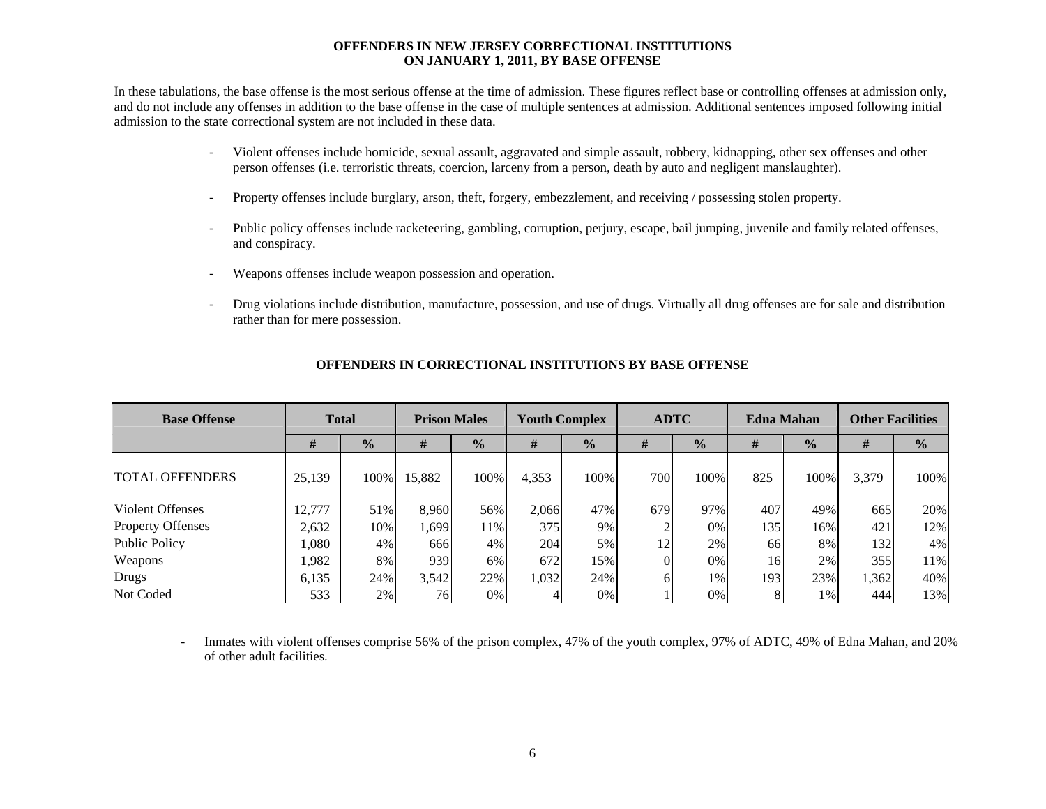# OFFENDERS IN NEW JERSEY CORRECTIONAL INSTITUTIONS ON JANUARY 1, 2011, BY BASE OFFENSE

In these tabulations, the base offense is the most serious offense at the time of admission. These figures reflect base or controlling offenses at admission only, and do not include any offenses in addition to the base offense in the case of multiple sentences at admission. Additional sentences imposed following initial admission to the state correctional system are not included in these data.

- Violent offenses include homicide, sexual assault, aggravated and simple assault, robbery, kidnapping, other sex offenses and other person offenses (i.e. terroristic threats, coercion, larceny from a person, death by auto and negligent manslaughter).
- Property offenses include burglary, arson, theft, forgery, embezzlement, and receiving / possessing stolen property.
- Public policy offenses include racketeering, gambling, corruption, perjury, escape, bail jumping, juvenile and family related offenses, and conspiracy.
- Weapons offenses include weapon possession and operation.
- Drug violations include distribution, manufacture, possession, and use of drugs. Virtually all drug offenses are for sale and distribution rather than for mere possession.

## OFFENDERS IN CORRECTIONAL INSTITUTIONS BY BASE OFFENSE

| Base Offense | Total | | Prison Males | | Youth Complex | | ADTC | | Edna Mahan | | Other Facilities | |
|---|---|---|---|---|---|---|---|---|---|---|---|---|
| | # | % | # | % | # | % | # | % | # | % | # | % |
| TOTAL OFFENDERS | 25,139 | 100% | 15,882 | 100% | 4,353 | 100% | 700 | 100% | 825 | 100% | 3,379 | 100% |
| Violent Offenses | 12,777 | 51% | 8,960 | 56% | 2,066 | 47% | 679 | 97% | 407 | 49% | 665 | 20% |
| Property Offenses | 2,632 | 10% | 1,699 | 11% | 375 | 9% | 2 | 0% | 135 | 16% | 421 | 12% |
| Public Policy | 1,080 | 4% | 666 | 4% | 204 | 5% | 12 | 2% | 66 | 8% | 132 | 4% |
| Weapons | 1,982 | 8% | 939 | 6% | 672 | 15% | 0 | 0% | 16 | 2% | 355 | 11% |
| Drugs | 6,135 | 24% | 3,542 | 22% | 1,032 | 24% | 6 | 1% | 193 | 23% | 1,362 | 40% |
| Not Coded | 533 | 2% | 76 | 0% | 4 | 0% | 1 | 0% | 8 | 1% | 444 | 13% |

- Inmates with violent offenses comprise 56% of the prison complex, 47% of the youth complex, 97% of ADTC, 49% of Edna Mahan, and 20% of other adult facilities.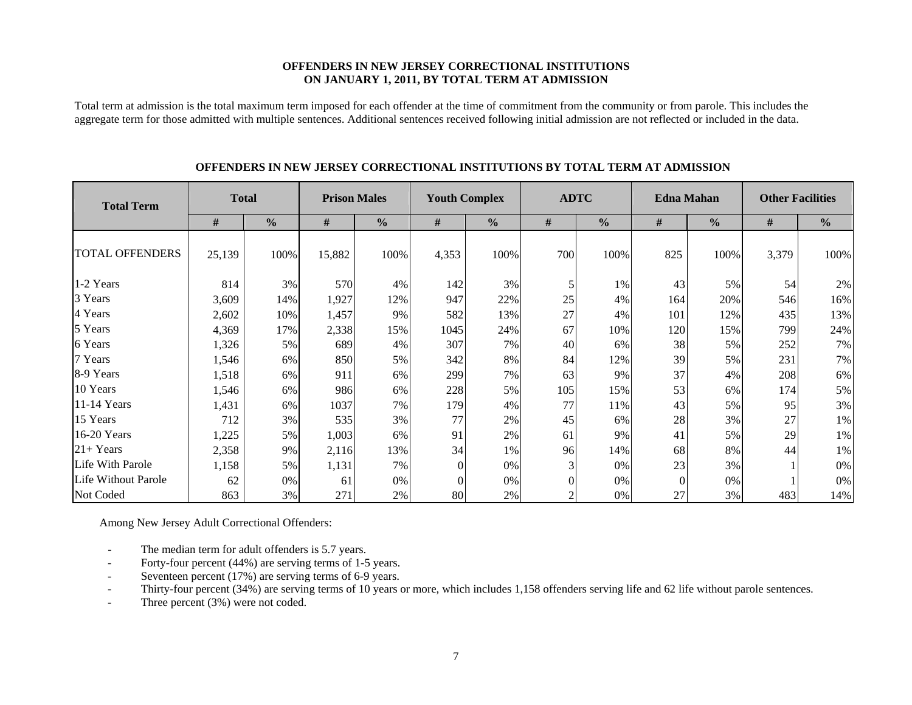**OFFENDERS IN NEW JERSEY CORRECTIONAL INSTITUTIONS ON JANUARY 1, 2011, BY TOTAL TERM AT ADMISSION**

Total term at admission is the total maximum term imposed for each offender at the time of commitment from the community or from parole. This includes the aggregate term for those admitted with multiple sentences. Additional sentences received following initial admission are not reflected or included in the data.

**OFFENDERS IN NEW JERSEY CORRECTIONAL INSTITUTIONS BY TOTAL TERM AT ADMISSION**

| Total Term | Total | | Prison Males | | Youth Complex | | ADTC | | Edna Mahan | | Other Facilities | |
|---|---|---|---|---|---|---|---|---|---|---|---|---|
| | # | % | # | % | # | % | # | % | # | % | # | % |
| TOTAL OFFENDERS | 25,139 | 100% | 15,882 | 100% | 4,353 | 100% | 700 | 100% | 825 | 100% | 3,379 | 100% |
| 1-2 Years | 814 | 3% | 570 | 4% | 142 | 3% | 5 | 1% | 43 | 5% | 54 | 2% |
| 3 Years | 3,609 | 14% | 1,927 | 12% | 947 | 22% | 25 | 4% | 164 | 20% | 546 | 16% |
| 4 Years | 2,602 | 10% | 1,457 | 9% | 582 | 13% | 27 | 4% | 101 | 12% | 435 | 13% |
| 5 Years | 4,369 | 17% | 2,338 | 15% | 1045 | 24% | 67 | 10% | 120 | 15% | 799 | 24% |
| 6 Years | 1,326 | 5% | 689 | 4% | 307 | 7% | 40 | 6% | 38 | 5% | 252 | 7% |
| 7 Years | 1,546 | 6% | 850 | 5% | 342 | 8% | 84 | 12% | 39 | 5% | 231 | 7% |
| 8-9 Years | 1,518 | 6% | 911 | 6% | 299 | 7% | 63 | 9% | 37 | 4% | 208 | 6% |
| 10 Years | 1,546 | 6% | 986 | 6% | 228 | 5% | 105 | 15% | 53 | 6% | 174 | 5% |
| 11-14 Years | 1,431 | 6% | 1037 | 7% | 179 | 4% | 77 | 11% | 43 | 5% | 95 | 3% |
| 15 Years | 712 | 3% | 535 | 3% | 77 | 2% | 45 | 6% | 28 | 3% | 27 | 1% |
| 16-20 Years | 1,225 | 5% | 1,003 | 6% | 91 | 2% | 61 | 9% | 41 | 5% | 29 | 1% |
| 21+ Years | 2,358 | 9% | 2,116 | 13% | 34 | 1% | 96 | 14% | 68 | 8% | 44 | 1% |
| Life With Parole | 1,158 | 5% | 1,131 | 7% | 0 | 0% | 3 | 0% | 23 | 3% | 1 | 0% |
| Life Without Parole | 62 | 0% | 61 | 0% | 0 | 0% | 0 | 0% | 0 | 0% | 1 | 0% |
| Not Coded | 863 | 3% | 271 | 2% | 80 | 2% | 2 | 0% | 27 | 3% | 483 | 14% |

Among New Jersey Adult Correctional Offenders:

- The median term for adult offenders is 5.7 years.
- Forty-four percent (44%) are serving terms of 1-5 years.
- Seventeen percent (17%) are serving terms of 6-9 years.
- Thirty-four percent (34%) are serving terms of 10 years or more, which includes 1,158 offenders serving life and 62 life without parole sentences.
- Three percent (3%) were not coded.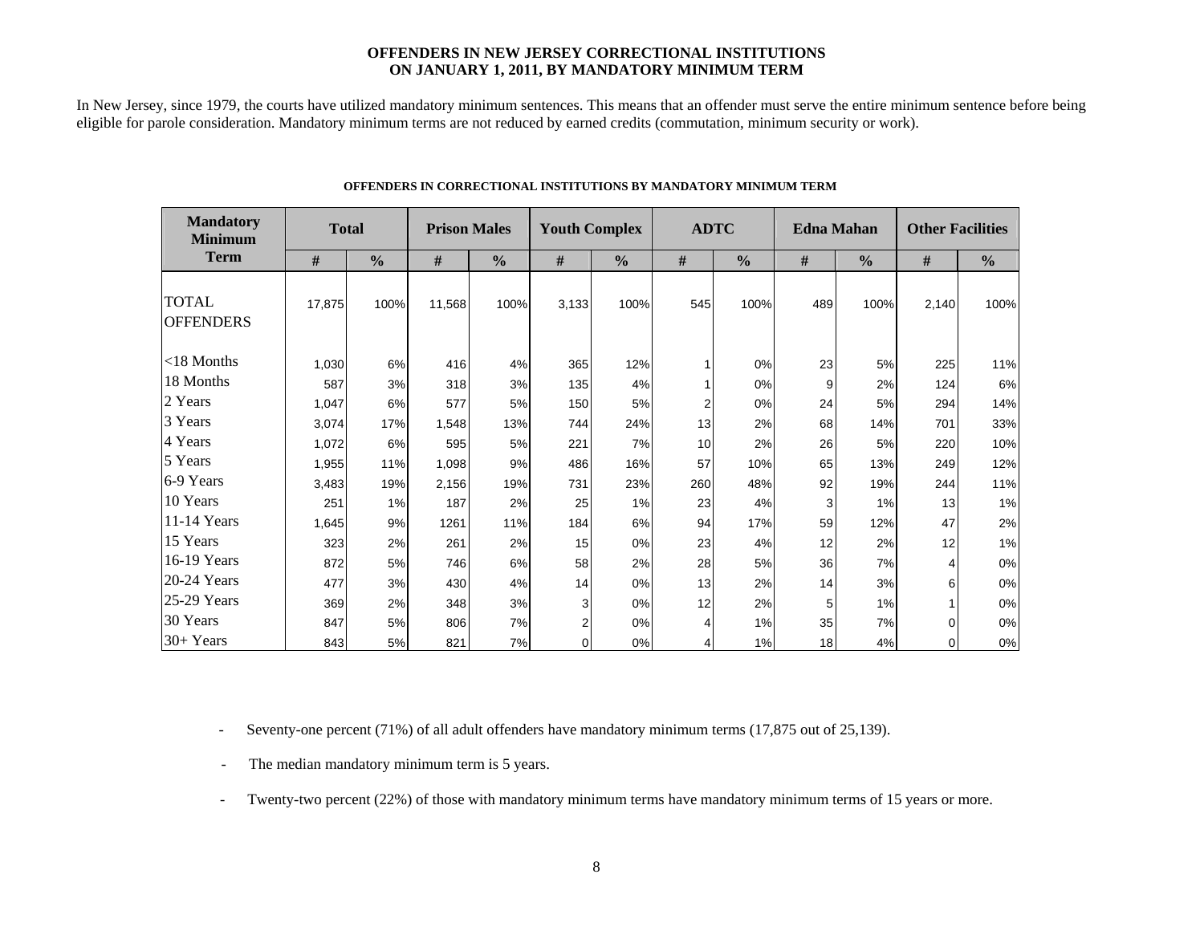# OFFENDERS IN NEW JERSEY CORRECTIONAL INSTITUTIONS ON JANUARY 1, 2011, BY MANDATORY MINIMUM TERM

In New Jersey, since 1979, the courts have utilized mandatory minimum sentences. This means that an offender must serve the entire minimum sentence before being eligible for parole consideration. Mandatory minimum terms are not reduced by earned credits (commutation, minimum security or work).

**OFFENDERS IN CORRECTIONAL INSTITUTIONS BY MANDATORY MINIMUM TERM**

| Mandatory Minimum Term | Total | | Prison Males | | Youth Complex | | ADTC | | Edna Mahan | | Other Facilities | |
|---|---|---|---|---|---|---|---|---|---|---|---|---|
| | # | % | # | % | # | % | # | % | # | % | # | % |
| TOTAL OFFENDERS | 17,875 | 100% | 11,568 | 100% | 3,133 | 100% | 545 | 100% | 489 | 100% | 2,140 | 100% |
| <18 Months | 1,030 | 6% | 416 | 4% | 365 | 12% | 1 | 0% | 23 | 5% | 225 | 11% |
| 18 Months | 587 | 3% | 318 | 3% | 135 | 4% | 1 | 0% | 9 | 2% | 124 | 6% |
| 2 Years | 1,047 | 6% | 577 | 5% | 150 | 5% | 2 | 0% | 24 | 5% | 294 | 14% |
| 3 Years | 3,074 | 17% | 1,548 | 13% | 744 | 24% | 13 | 2% | 68 | 14% | 701 | 33% |
| 4 Years | 1,072 | 6% | 595 | 5% | 221 | 7% | 10 | 2% | 26 | 5% | 220 | 10% |
| 5 Years | 1,955 | 11% | 1,098 | 9% | 486 | 16% | 57 | 10% | 65 | 13% | 249 | 12% |
| 6-9 Years | 3,483 | 19% | 2,156 | 19% | 731 | 23% | 260 | 48% | 92 | 19% | 244 | 11% |
| 10 Years | 251 | 1% | 187 | 2% | 25 | 1% | 23 | 4% | 3 | 1% | 13 | 1% |
| 11-14 Years | 1,645 | 9% | 1261 | 11% | 184 | 6% | 94 | 17% | 59 | 12% | 47 | 2% |
| 15 Years | 323 | 2% | 261 | 2% | 15 | 0% | 23 | 4% | 12 | 2% | 12 | 1% |
| 16-19 Years | 872 | 5% | 746 | 6% | 58 | 2% | 28 | 5% | 36 | 7% | 4 | 0% |
| 20-24 Years | 477 | 3% | 430 | 4% | 14 | 0% | 13 | 2% | 14 | 3% | 6 | 0% |
| 25-29 Years | 369 | 2% | 348 | 3% | 3 | 0% | 12 | 2% | 5 | 1% | 1 | 0% |
| 30 Years | 847 | 5% | 806 | 7% | 2 | 0% | 4 | 1% | 35 | 7% | 0 | 0% |
| 30+ Years | 843 | 5% | 821 | 7% | 0 | 0% | 4 | 1% | 18 | 4% | 0 | 0% |

- Seventy-one percent (71%) of all adult offenders have mandatory minimum terms (17,875 out of 25,139).
- The median mandatory minimum term is 5 years.
- Twenty-two percent (22%) of those with mandatory minimum terms have mandatory minimum terms of 15 years or more.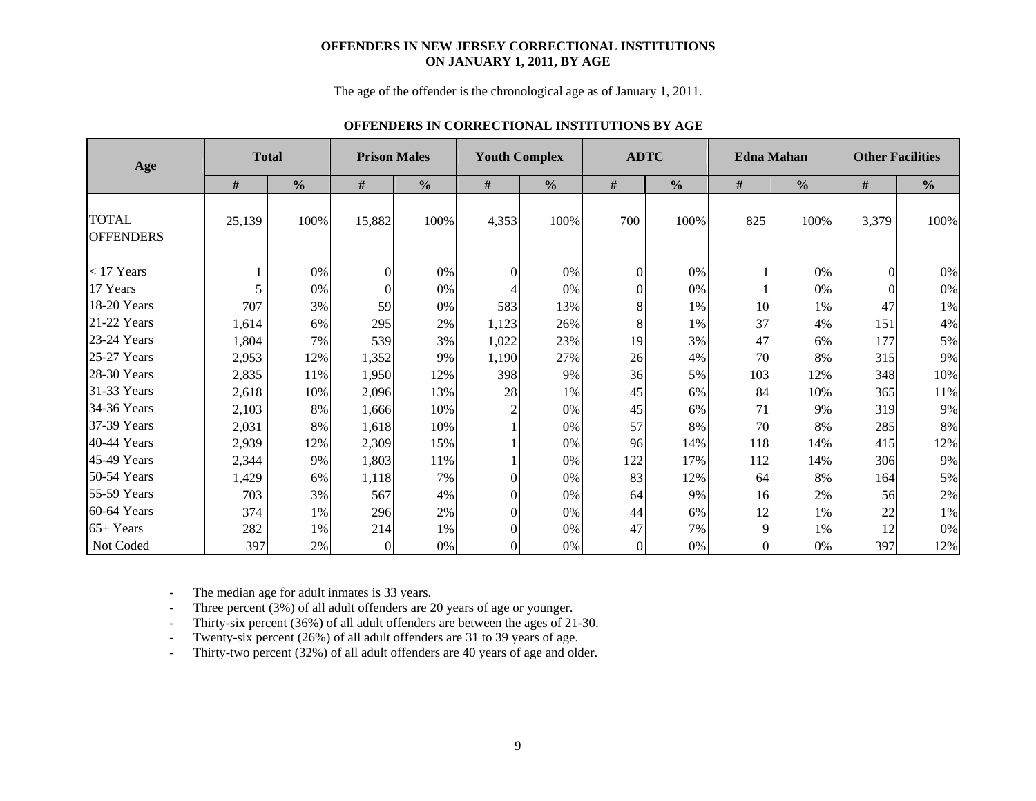# OFFENDERS IN NEW JERSEY CORRECTIONAL INSTITUTIONS ON JANUARY 1, 2011, BY AGE

The age of the offender is the chronological age as of January 1, 2011.

## OFFENDERS IN CORRECTIONAL INSTITUTIONS BY AGE

| Age | Total | | Prison Males | | Youth Complex | | ADTC | | Edna Mahan | | Other Facilities | |
|---|---|---|---|---|---|---|---|---|---|---|---|---|
| | # | % | # | % | # | % | # | % | # | % | # | % |
| TOTAL OFFENDERS | 25,139 | 100% | 15,882 | 100% | 4,353 | 100% | 700 | 100% | 825 | 100% | 3,379 | 100% |
| < 17 Years | 1 | 0% | 0 | 0% | 0 | 0% | 0 | 0% | 1 | 0% | 0 | 0% |
| 17 Years | 5 | 0% | 0 | 0% | 4 | 0% | 0 | 0% | 1 | 0% | 0 | 0% |
| 18-20 Years | 707 | 3% | 59 | 0% | 583 | 13% | 8 | 1% | 10 | 1% | 47 | 1% |
| 21-22 Years | 1,614 | 6% | 295 | 2% | 1,123 | 26% | 8 | 1% | 37 | 4% | 151 | 4% |
| 23-24 Years | 1,804 | 7% | 539 | 3% | 1,022 | 23% | 19 | 3% | 47 | 6% | 177 | 5% |
| 25-27 Years | 2,953 | 12% | 1,352 | 9% | 1,190 | 27% | 26 | 4% | 70 | 8% | 315 | 9% |
| 28-30 Years | 2,835 | 11% | 1,950 | 12% | 398 | 9% | 36 | 5% | 103 | 12% | 348 | 10% |
| 31-33 Years | 2,618 | 10% | 2,096 | 13% | 28 | 1% | 45 | 6% | 84 | 10% | 365 | 11% |
| 34-36 Years | 2,103 | 8% | 1,666 | 10% | 2 | 0% | 45 | 6% | 71 | 9% | 319 | 9% |
| 37-39 Years | 2,031 | 8% | 1,618 | 10% | 1 | 0% | 57 | 8% | 70 | 8% | 285 | 8% |
| 40-44 Years | 2,939 | 12% | 2,309 | 15% | 1 | 0% | 96 | 14% | 118 | 14% | 415 | 12% |
| 45-49 Years | 2,344 | 9% | 1,803 | 11% | 1 | 0% | 122 | 17% | 112 | 14% | 306 | 9% |
| 50-54 Years | 1,429 | 6% | 1,118 | 7% | 0 | 0% | 83 | 12% | 64 | 8% | 164 | 5% |
| 55-59 Years | 703 | 3% | 567 | 4% | 0 | 0% | 64 | 9% | 16 | 2% | 56 | 2% |
| 60-64 Years | 374 | 1% | 296 | 2% | 0 | 0% | 44 | 6% | 12 | 1% | 22 | 1% |
| 65+ Years | 282 | 1% | 214 | 1% | 0 | 0% | 47 | 7% | 9 | 1% | 12 | 0% |
| Not Coded | 397 | 2% | 0 | 0% | 0 | 0% | 0 | 0% | 0 | 0% | 397 | 12% |

- The median age for adult inmates is 33 years.
- Three percent (3%) of all adult offenders are 20 years of age or younger.
- Thirty-six percent (36%) of all adult offenders are between the ages of 21-30.
- Twenty-six percent (26%) of all adult offenders are 31 to 39 years of age.
- Thirty-two percent (32%) of all adult offenders are 40 years of age and older.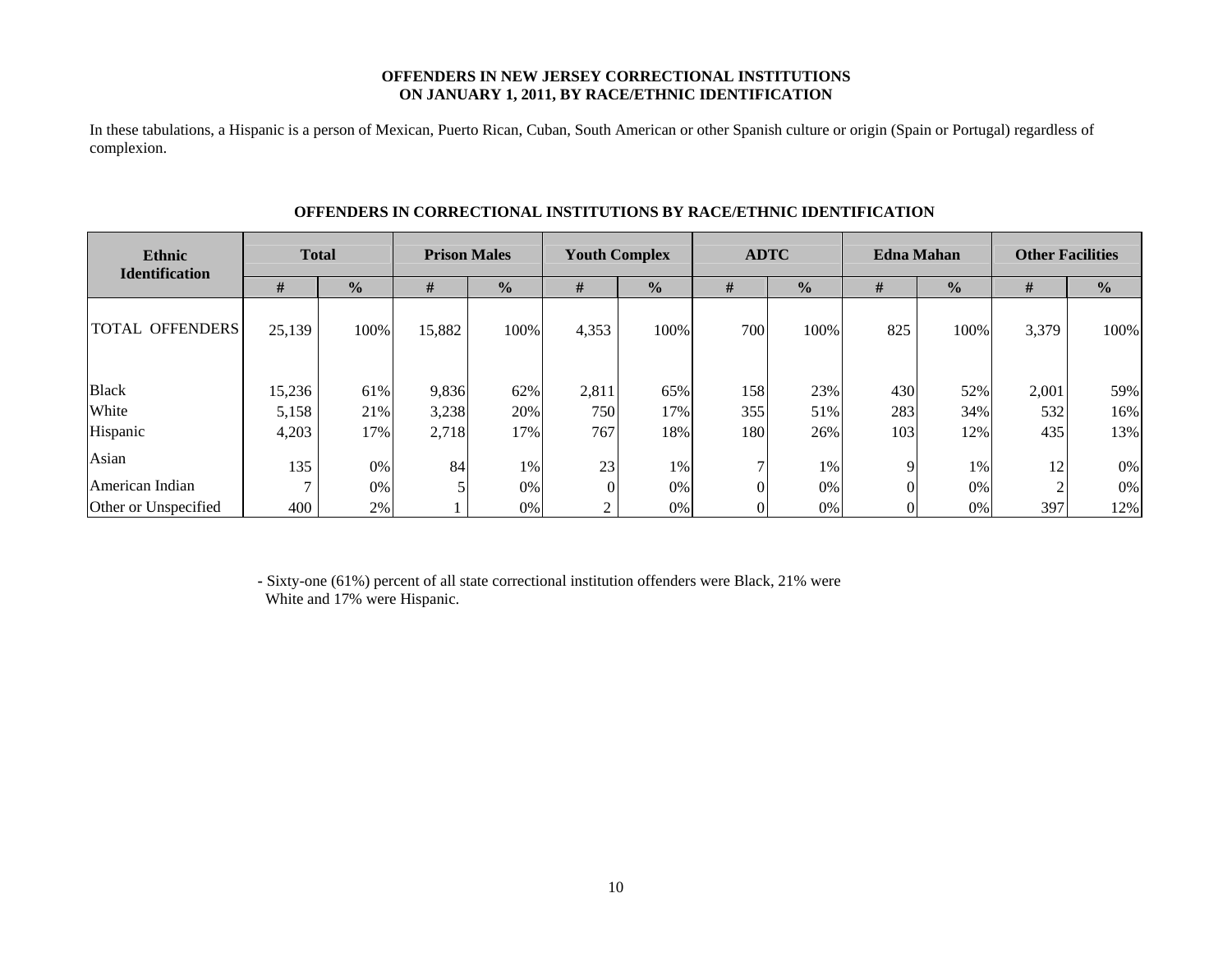# OFFENDERS IN NEW JERSEY CORRECTIONAL INSTITUTIONS ON JANUARY 1, 2011, BY RACE/ETHNIC IDENTIFICATION

In these tabulations, a Hispanic is a person of Mexican, Puerto Rican, Cuban, South American or other Spanish culture or origin (Spain or Portugal) regardless of complexion.

## OFFENDERS IN CORRECTIONAL INSTITUTIONS BY RACE/ETHNIC IDENTIFICATION

| Ethnic Identification | Total | | Prison Males | | Youth Complex | | ADTC | | Edna Mahan | | Other Facilities | |
|---|---|---|---|---|---|---|---|---|---|---|---|---|
| | # | % | # | % | # | % | # | % | # | % | # | % |
| TOTAL OFFENDERS | 25,139 | 100% | 15,882 | 100% | 4,353 | 100% | 700 | 100% | 825 | 100% | 3,379 | 100% |
| Black | 15,236 | 61% | 9,836 | 62% | 2,811 | 65% | 158 | 23% | 430 | 52% | 2,001 | 59% |
| White | 5,158 | 21% | 3,238 | 20% | 750 | 17% | 355 | 51% | 283 | 34% | 532 | 16% |
| Hispanic | 4,203 | 17% | 2,718 | 17% | 767 | 18% | 180 | 26% | 103 | 12% | 435 | 13% |
| Asian | 135 | 0% | 84 | 1% | 23 | 1% | 7 | 1% | 9 | 1% | 12 | 0% |
| American Indian | 7 | 0% | 5 | 0% | 0 | 0% | 0 | 0% | 0 | 0% | 2 | 0% |
| Other or Unspecified | 400 | 2% | 1 | 0% | 2 | 0% | 0 | 0% | 0 | 0% | 397 | 12% |

- Sixty-one (61%) percent of all state correctional institution offenders were Black, 21% were White and 17% were Hispanic.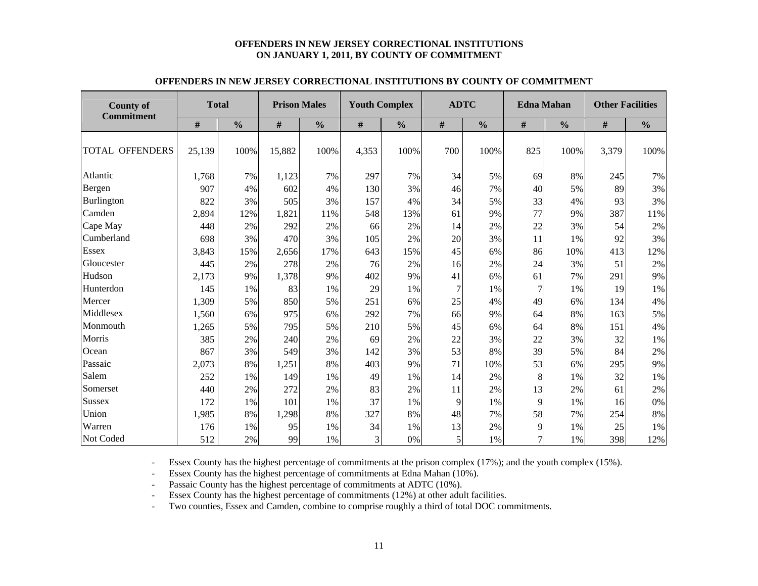**OFFENDERS IN NEW JERSEY CORRECTIONAL INSTITUTIONS ON JANUARY 1, 2011, BY COUNTY OF COMMITMENT**

**OFFENDERS IN NEW JERSEY CORRECTIONAL INSTITUTIONS BY COUNTY OF COMMITMENT**

| County of Commitment | Total | | Prison Males | | Youth Complex | | ADTC | | Edna Mahan | | Other Facilities | |
|---|---|---|---|---|---|---|---|---|---|---|---|---|
| | # | % | # | % | # | % | # | % | # | % | # | % |
| TOTAL OFFENDERS | 25,139 | 100% | 15,882 | 100% | 4,353 | 100% | 700 | 100% | 825 | 100% | 3,379 | 100% |
| Atlantic | 1,768 | 7% | 1,123 | 7% | 297 | 7% | 34 | 5% | 69 | 8% | 245 | 7% |
| Bergen | 907 | 4% | 602 | 4% | 130 | 3% | 46 | 7% | 40 | 5% | 89 | 3% |
| Burlington | 822 | 3% | 505 | 3% | 157 | 4% | 34 | 5% | 33 | 4% | 93 | 3% |
| Camden | 2,894 | 12% | 1,821 | 11% | 548 | 13% | 61 | 9% | 77 | 9% | 387 | 11% |
| Cape May | 448 | 2% | 292 | 2% | 66 | 2% | 14 | 2% | 22 | 3% | 54 | 2% |
| Cumberland | 698 | 3% | 470 | 3% | 105 | 2% | 20 | 3% | 11 | 1% | 92 | 3% |
| Essex | 3,843 | 15% | 2,656 | 17% | 643 | 15% | 45 | 6% | 86 | 10% | 413 | 12% |
| Gloucester | 445 | 2% | 278 | 2% | 76 | 2% | 16 | 2% | 24 | 3% | 51 | 2% |
| Hudson | 2,173 | 9% | 1,378 | 9% | 402 | 9% | 41 | 6% | 61 | 7% | 291 | 9% |
| Hunterdon | 145 | 1% | 83 | 1% | 29 | 1% | 7 | 1% | 7 | 1% | 19 | 1% |
| Mercer | 1,309 | 5% | 850 | 5% | 251 | 6% | 25 | 4% | 49 | 6% | 134 | 4% |
| Middlesex | 1,560 | 6% | 975 | 6% | 292 | 7% | 66 | 9% | 64 | 8% | 163 | 5% |
| Monmouth | 1,265 | 5% | 795 | 5% | 210 | 5% | 45 | 6% | 64 | 8% | 151 | 4% |
| Morris | 385 | 2% | 240 | 2% | 69 | 2% | 22 | 3% | 22 | 3% | 32 | 1% |
| Ocean | 867 | 3% | 549 | 3% | 142 | 3% | 53 | 8% | 39 | 5% | 84 | 2% |
| Passaic | 2,073 | 8% | 1,251 | 8% | 403 | 9% | 71 | 10% | 53 | 6% | 295 | 9% |
| Salem | 252 | 1% | 149 | 1% | 49 | 1% | 14 | 2% | 8 | 1% | 32 | 1% |
| Somerset | 440 | 2% | 272 | 2% | 83 | 2% | 11 | 2% | 13 | 2% | 61 | 2% |
| Sussex | 172 | 1% | 101 | 1% | 37 | 1% | 9 | 1% | 9 | 1% | 16 | 0% |
| Union | 1,985 | 8% | 1,298 | 8% | 327 | 8% | 48 | 7% | 58 | 7% | 254 | 8% |
| Warren | 176 | 1% | 95 | 1% | 34 | 1% | 13 | 2% | 9 | 1% | 25 | 1% |
| Not Coded | 512 | 2% | 99 | 1% | 3 | 0% | 5 | 1% | 7 | 1% | 398 | 12% |

- Essex County has the highest percentage of commitments at the prison complex (17%); and the youth complex (15%).
- Essex County has the highest percentage of commitments at Edna Mahan (10%).
- Passaic County has the highest percentage of commitments at ADTC (10%).
- Essex County has the highest percentage of commitments (12%) at other adult facilities.
- Two counties, Essex and Camden, combine to comprise roughly a third of total DOC commitments.